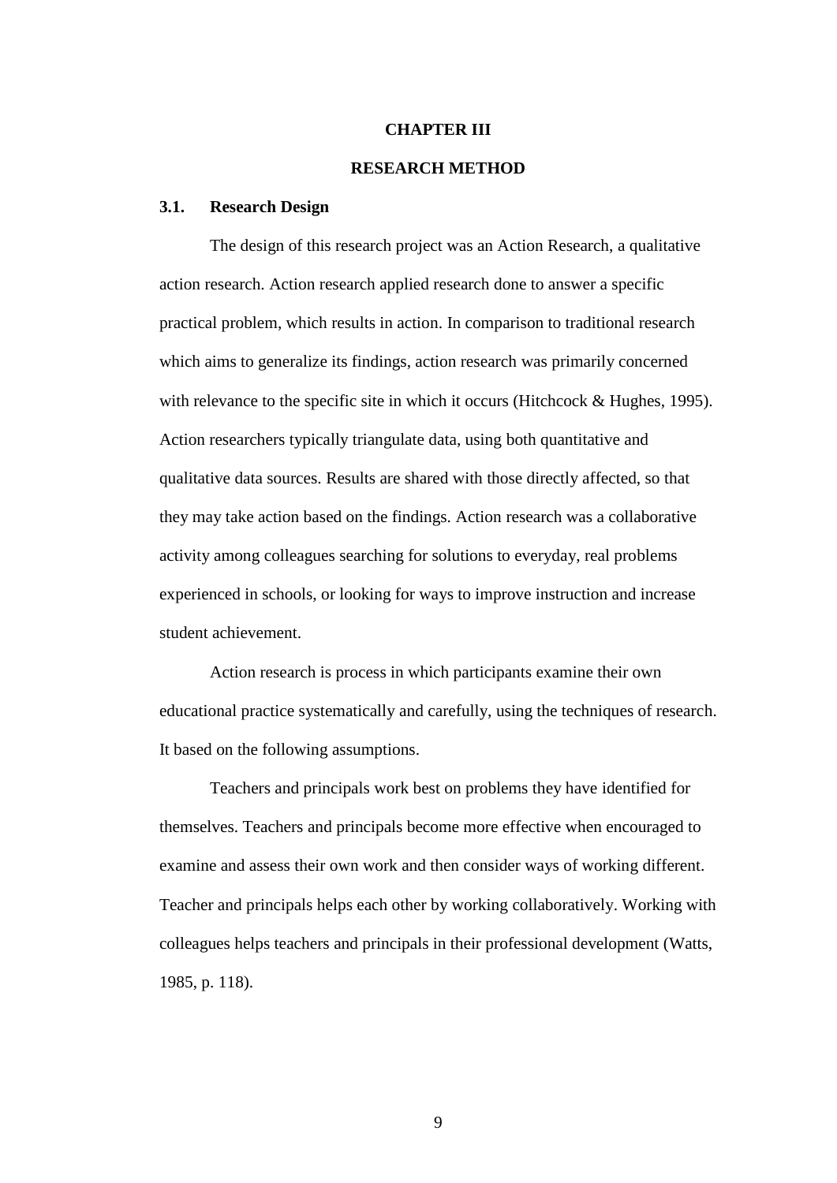# CHAPTER III

# RESEARCH METHOD

## 3.1. Research Design

The design of this research project was an Action Research, a qualitative action research. Action research applied research done to answer a specific practical problem, which results in action. In comparison to traditional research which aims to generalize its findings, action research was primarily concerned with relevance to the specific site in which it occurs (Hitchcock & Hughes, 1995). Action researchers typically triangulate data, using both quantitative and qualitative data sources. Results are shared with those directly affected, so that they may take action based on the findings. Action research was a collaborative activity among colleagues searching for solutions to everyday, real problems experienced in schools, or looking for ways to improve instruction and increase student achievement.

Action research is process in which participants examine their own educational practice systematically and carefully, using the techniques of research. It based on the following assumptions.

Teachers and principals work best on problems they have identified for themselves. Teachers and principals become more effective when encouraged to examine and assess their own work and then consider ways of working different. Teacher and principals helps each other by working collaboratively. Working with colleagues helps teachers and principals in their professional development (Watts, 1985, p. 118).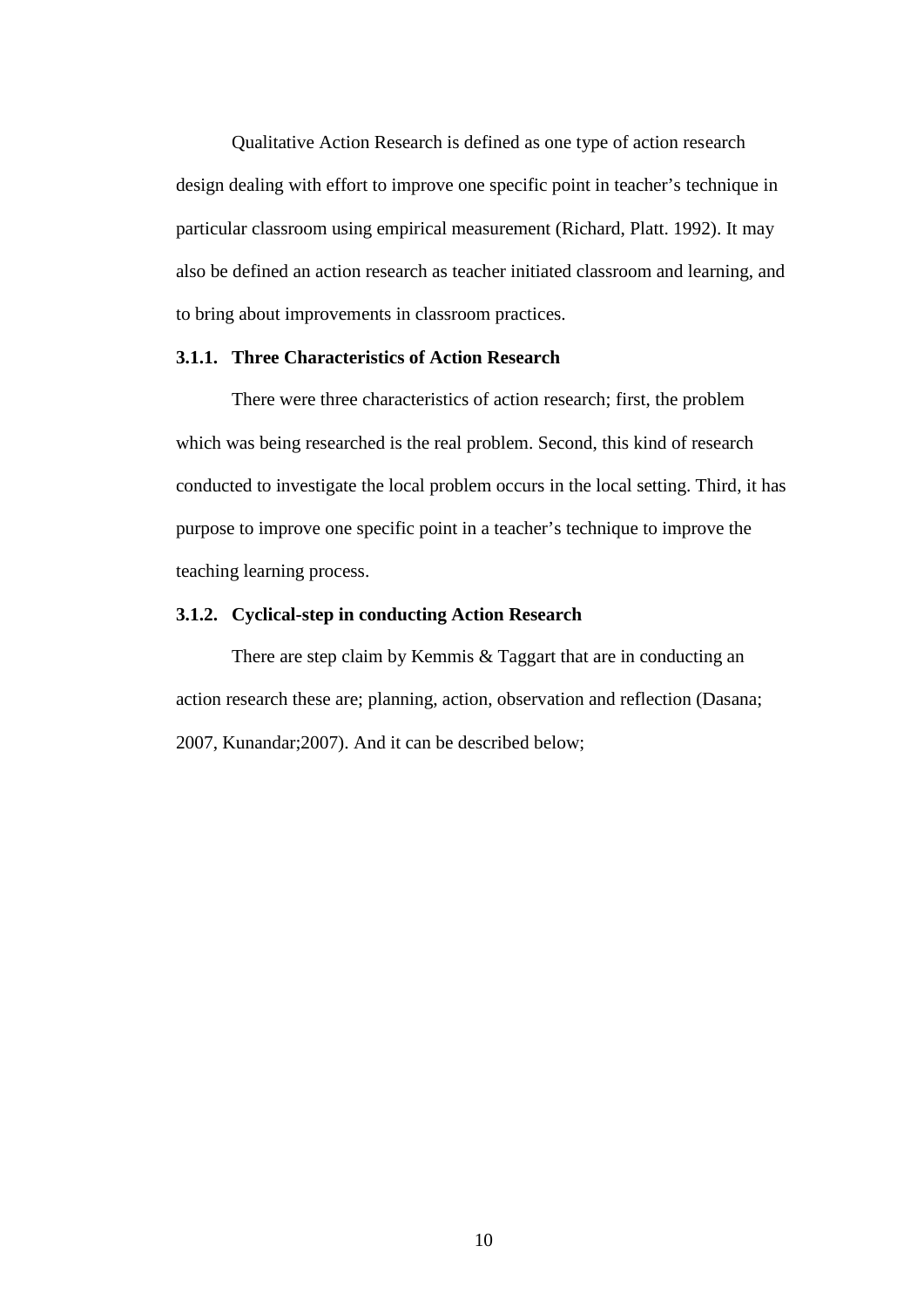Qualitative Action Research is defined as one type of action research design dealing with effort to improve one specific point in teacher's technique in particular classroom using empirical measurement (Richard, Platt. 1992). It may also be defined an action research as teacher initiated classroom and learning, and to bring about improvements in classroom practices.

### 3.1.1. Three Characteristics of Action Research

There were three characteristics of action research; first, the problem which was being researched is the real problem. Second, this kind of research conducted to investigate the local problem occurs in the local setting. Third, it has purpose to improve one specific point in a teacher's technique to improve the teaching learning process.

### 3.1.2. Cyclical-step in conducting Action Research

There are step claim by Kemmis & Taggart that are in conducting an action research these are; planning, action, observation and reflection (Dasana; 2007, Kunandar;2007). And it can be described below;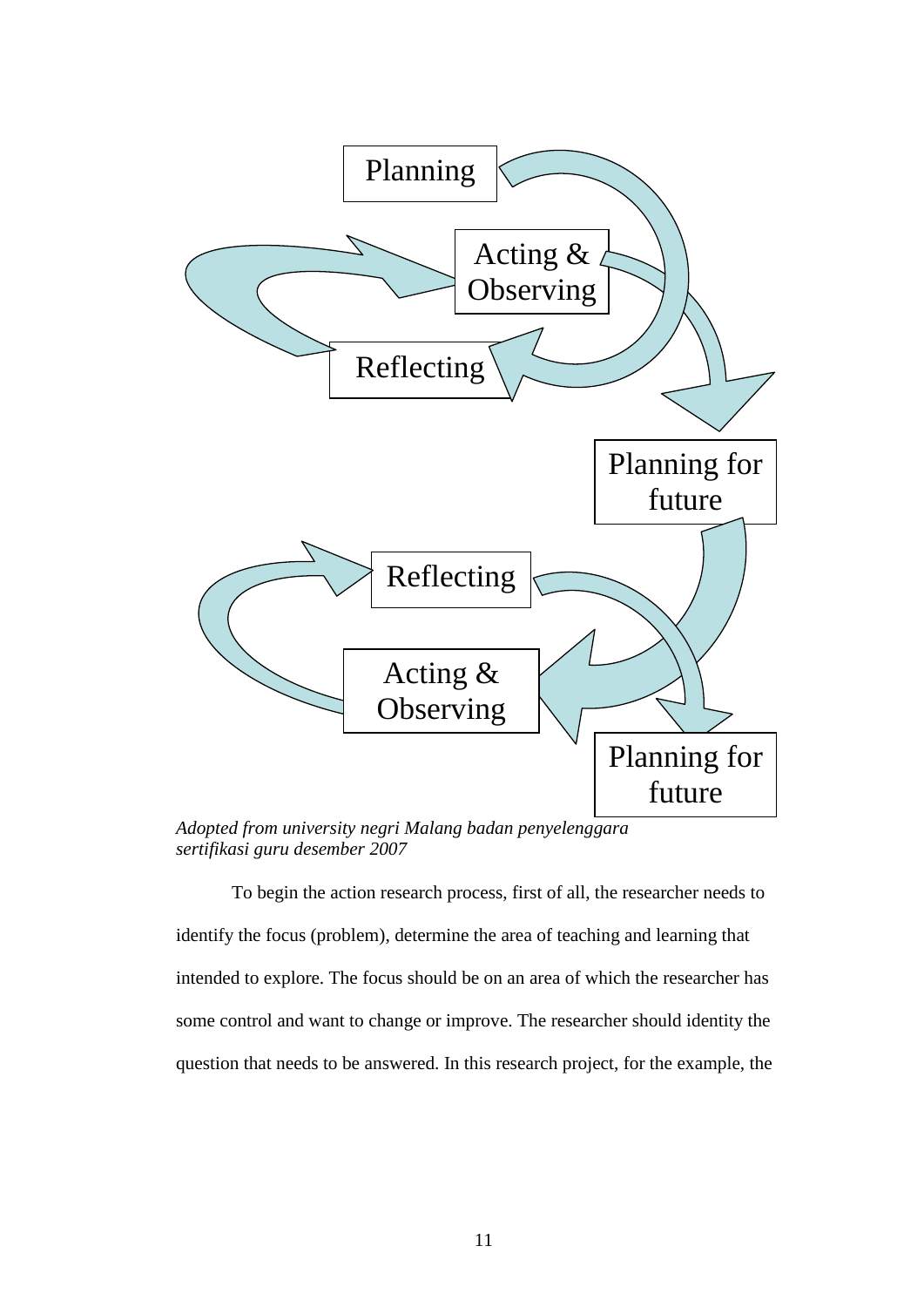Planning

Acting & Observing

Reflecting

Planning for future

Reflecting

Acting & Observing

Planning for future

*Adopted from university negri Malang badan penyelenggara sertifikasi guru desember 2007*

To begin the action research process, first of all, the researcher needs to identify the focus (problem), determine the area of teaching and learning that intended to explore. The focus should be on an area of which the researcher has some control and want to change or improve. The researcher should identity the question that needs to be answered. In this research project, for the example, the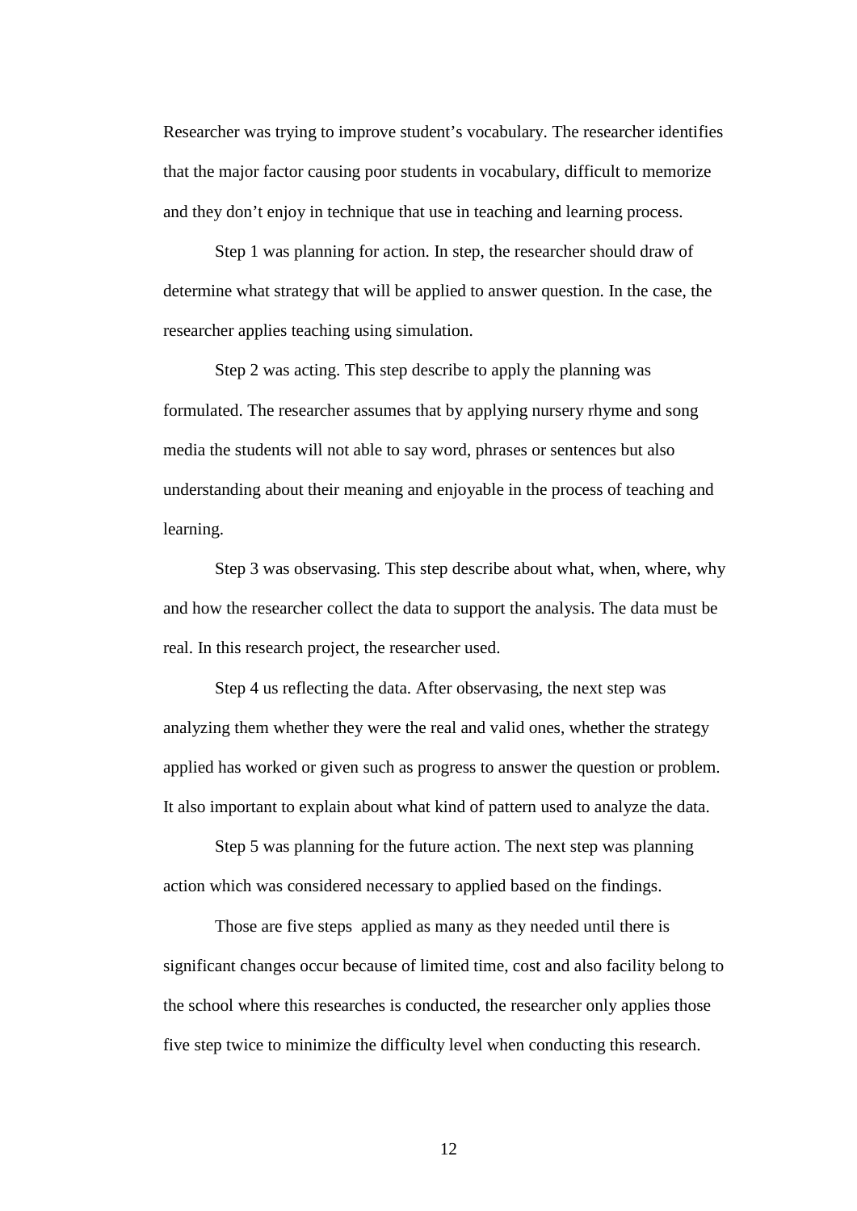Researcher was trying to improve student's vocabulary. The researcher identifies that the major factor causing poor students in vocabulary, difficult to memorize and they don't enjoy in technique that use in teaching and learning process.

Step 1 was planning for action. In step, the researcher should draw of determine what strategy that will be applied to answer question. In the case, the researcher applies teaching using simulation.

Step 2 was acting. This step describe to apply the planning was formulated. The researcher assumes that by applying nursery rhyme and song media the students will not able to say word, phrases or sentences but also understanding about their meaning and enjoyable in the process of teaching and learning.

Step 3 was observasing. This step describe about what, when, where, why and how the researcher collect the data to support the analysis. The data must be real. In this research project, the researcher used.

Step 4 us reflecting the data. After observasing, the next step was analyzing them whether they were the real and valid ones, whether the strategy applied has worked or given such as progress to answer the question or problem. It also important to explain about what kind of pattern used to analyze the data.

Step 5 was planning for the future action. The next step was planning action which was considered necessary to applied based on the findings.

Those are five steps applied as many as they needed until there is significant changes occur because of limited time, cost and also facility belong to the school where this researches is conducted, the researcher only applies those five step twice to minimize the difficulty level when conducting this research.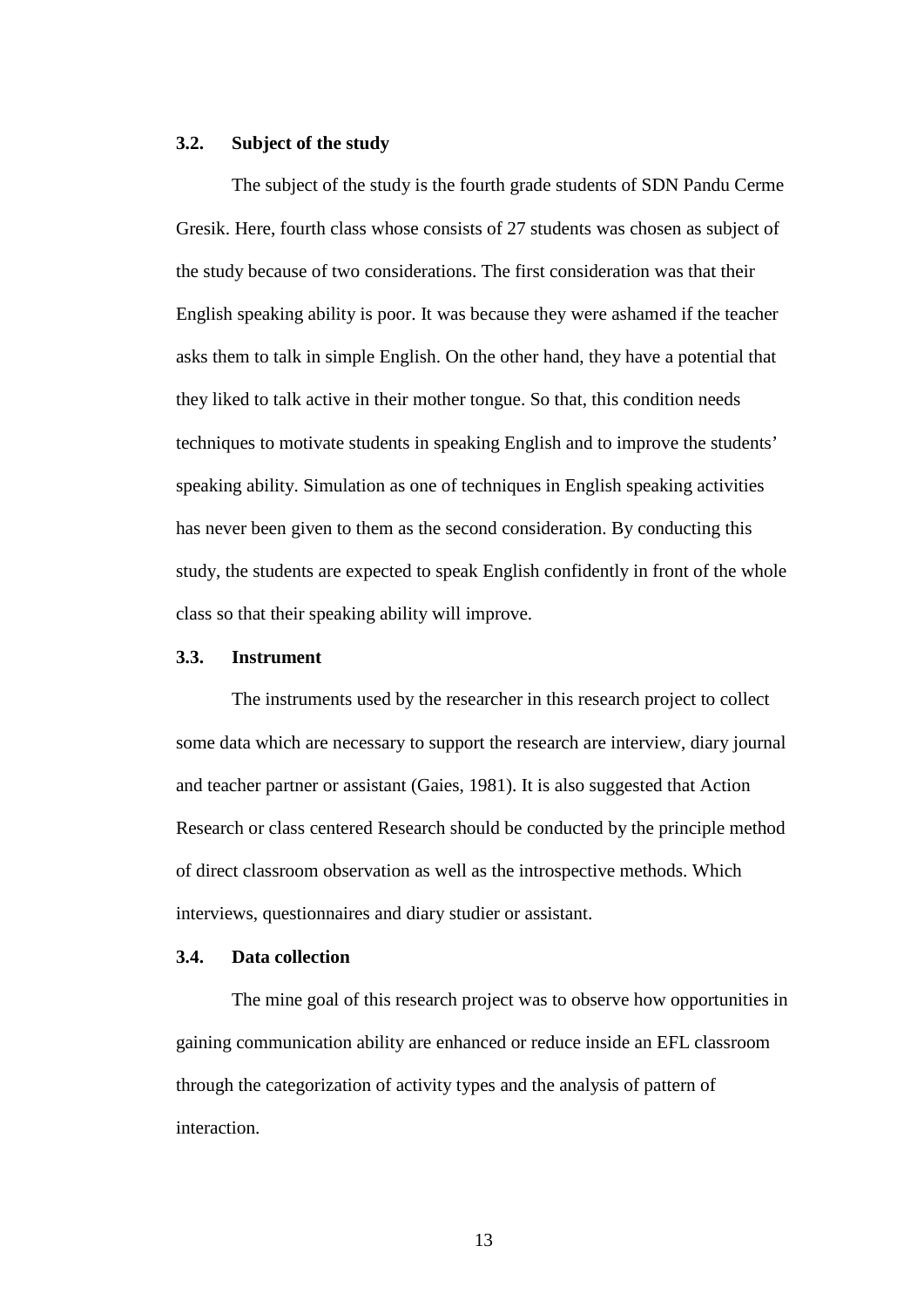### 3.2. Subject of the study

The subject of the study is the fourth grade students of SDN Pandu Cerme Gresik. Here, fourth class whose consists of 27 students was chosen as subject of the study because of two considerations. The first consideration was that their English speaking ability is poor. It was because they were ashamed if the teacher asks them to talk in simple English. On the other hand, they have a potential that they liked to talk active in their mother tongue. So that, this condition needs techniques to motivate students in speaking English and to improve the students' speaking ability. Simulation as one of techniques in English speaking activities has never been given to them as the second consideration. By conducting this study, the students are expected to speak English confidently in front of the whole class so that their speaking ability will improve.

### 3.3. Instrument

The instruments used by the researcher in this research project to collect some data which are necessary to support the research are interview, diary journal and teacher partner or assistant (Gaies, 1981). It is also suggested that Action Research or class centered Research should be conducted by the principle method of direct classroom observation as well as the introspective methods. Which interviews, questionnaires and diary studier or assistant.

### 3.4. Data collection

The mine goal of this research project was to observe how opportunities in gaining communication ability are enhanced or reduce inside an EFL classroom through the categorization of activity types and the analysis of pattern of interaction.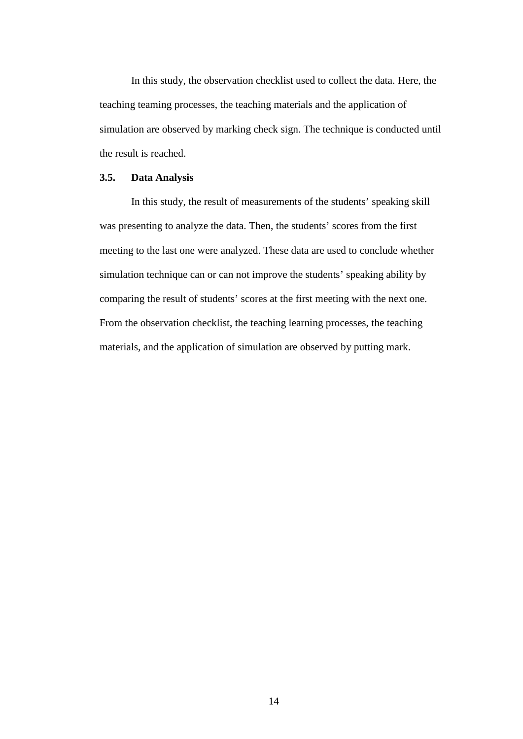In this study, the observation checklist used to collect the data. Here, the teaching teaming processes, the teaching materials and the application of simulation are observed by marking check sign. The technique is conducted until the result is reached.

### 3.5. Data Analysis

In this study, the result of measurements of the students' speaking skill was presenting to analyze the data. Then, the students' scores from the first meeting to the last one were analyzed. These data are used to conclude whether simulation technique can or can not improve the students' speaking ability by comparing the result of students' scores at the first meeting with the next one. From the observation checklist, the teaching learning processes, the teaching materials, and the application of simulation are observed by putting mark.